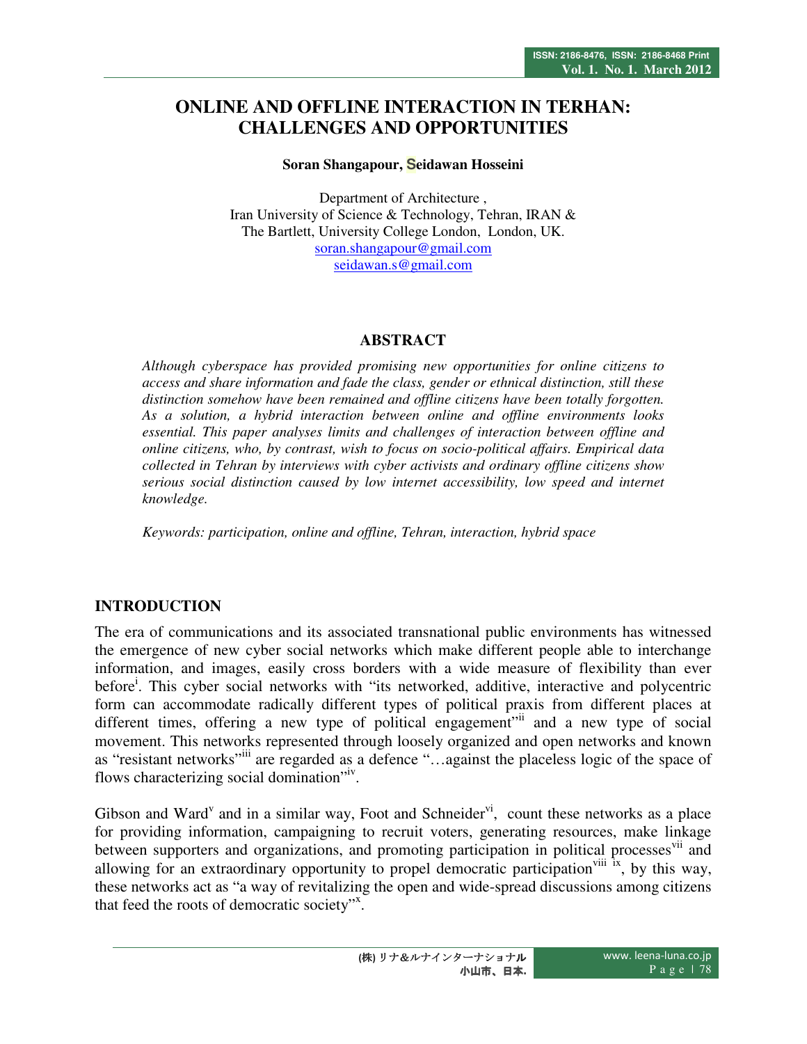# ONLINE AND OFFLINE INTERACTION IN TERHAN: CHALLENGES AND OPPORTUNITIES

**Soran Shangapour, Seidawan Hosseini**

Department of Architecture ,
Iran University of Science & Technology, Tehran, IRAN &
The Bartlett, University College London, London, UK.
soran.shangapour@gmail.com
seidawan.s@gmail.com

## ABSTRACT

*Although cyberspace has provided promising new opportunities for online citizens to access and share information and fade the class, gender or ethnical distinction, still these distinction somehow have been remained and offline citizens have been totally forgotten. As a solution, a hybrid interaction between online and offline environments looks essential. This paper analyses limits and challenges of interaction between offline and online citizens, who, by contrast, wish to focus on socio-political affairs. Empirical data collected in Tehran by interviews with cyber activists and ordinary offline citizens show serious social distinction caused by low internet accessibility, low speed and internet knowledge.*

*Keywords: participation, online and offline, Tehran, interaction, hybrid space*

## INTRODUCTION

The era of communications and its associated transnational public environments has witnessed the emergence of new cyber social networks which make different people able to interchange information, and images, easily cross borders with a wide measure of flexibility than ever before[i]. This cyber social networks with "its networked, additive, interactive and polycentric form can accommodate radically different types of political praxis from different places at different times, offering a new type of political engagement"[ii] and a new type of social movement. This networks represented through loosely organized and open networks and known as "resistant networks"[iii] are regarded as a defence "…against the placeless logic of the space of flows characterizing social domination"[iv].

Gibson and Ward[v] and in a similar way, Foot and Schneider[vi], count these networks as a place for providing information, campaigning to recruit voters, generating resources, make linkage between supporters and organizations, and promoting participation in political processes[vii] and allowing for an extraordinary opportunity to propel democratic participation[viii ix], by this way, these networks act as "a way of revitalizing the open and wide-spread discussions among citizens that feed the roots of democratic society"[x].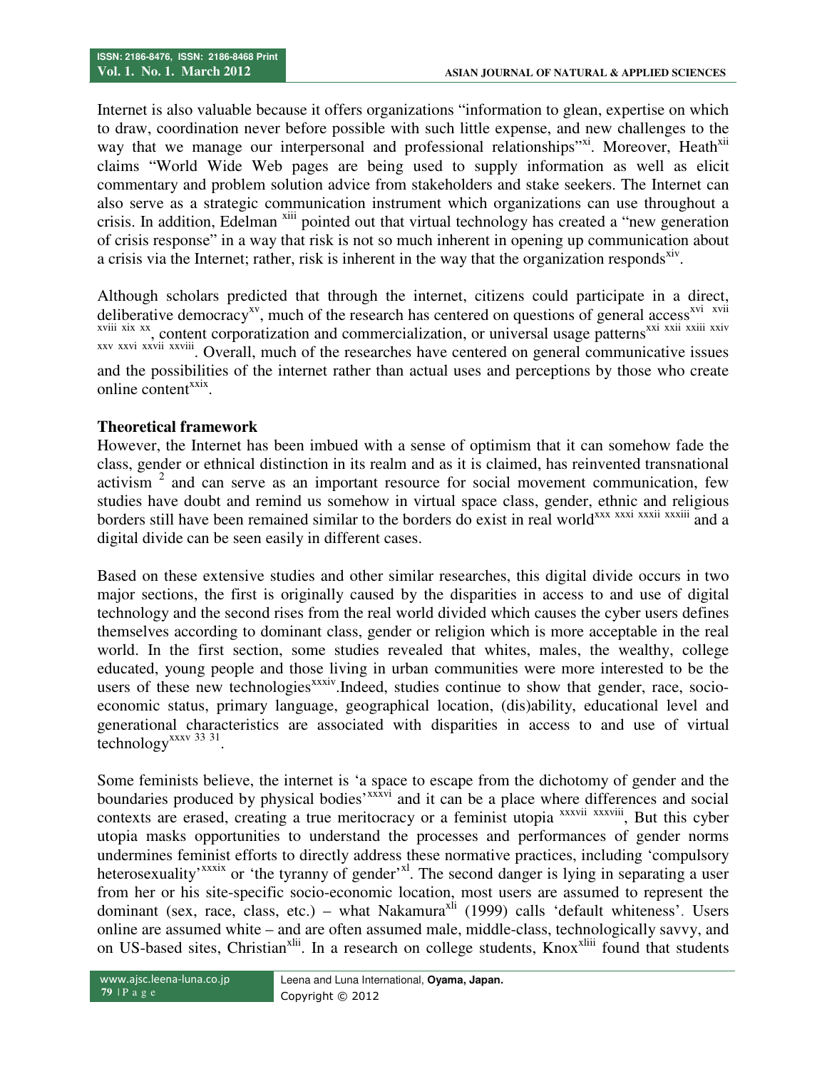Internet is also valuable because it offers organizations "information to glean, expertise on which to draw, coordination never before possible with such little expense, and new challenges to the way that we manage our interpersonal and professional relationships"[xi]. Moreover, Heath[xii] claims "World Wide Web pages are being used to supply information as well as elicit commentary and problem solution advice from stakeholders and stake seekers. The Internet can also serve as a strategic communication instrument which organizations can use throughout a crisis. In addition, Edelman [xiii] pointed out that virtual technology has created a "new generation of crisis response" in a way that risk is not so much inherent in opening up communication about a crisis via the Internet; rather, risk is inherent in the way that the organization responds[xiv].

Although scholars predicted that through the internet, citizens could participate in a direct, deliberative democracy[xv], much of the research has centered on questions of general access[xvi xvii xviii xix xx], content corporatization and commercialization, or universal usage patterns[xxi xxii xxiii xxiv xxv xxvi xxvii xxviii]. Overall, much of the researches have centered on general communicative issues and the possibilities of the internet rather than actual uses and perceptions by those who create online content[xxix].

**Theoretical framework**

However, the Internet has been imbued with a sense of optimism that it can somehow fade the class, gender or ethnical distinction in its realm and as it is claimed, has reinvented transnational activism [2] and can serve as an important resource for social movement communication, few studies have doubt and remind us somehow in virtual space class, gender, ethnic and religious borders still have been remained similar to the borders do exist in real world[xxx xxxi xxxii xxxiii] and a digital divide can be seen easily in different cases.

Based on these extensive studies and other similar researches, this digital divide occurs in two major sections, the first is originally caused by the disparities in access to and use of digital technology and the second rises from the real world divided which causes the cyber users defines themselves according to dominant class, gender or religion which is more acceptable in the real world. In the first section, some studies revealed that whites, males, the wealthy, college educated, young people and those living in urban communities were more interested to be the users of these new technologies[xxxiv].Indeed, studies continue to show that gender, race, socio-economic status, primary language, geographical location, (dis)ability, educational level and generational characteristics are associated with disparities in access to and use of virtual technology[xxxv 33 31].

Some feminists believe, the internet is 'a space to escape from the dichotomy of gender and the boundaries produced by physical bodies'[xxxvi] and it can be a place where differences and social contexts are erased, creating a true meritocracy or a feminist utopia [xxxvii xxxviii], But this cyber utopia masks opportunities to understand the processes and performances of gender norms undermines feminist efforts to directly address these normative practices, including 'compulsory heterosexuality'[xxxix] or 'the tyranny of gender'[xl]. The second danger is lying in separating a user from her or his site-specific socio-economic location, most users are assumed to represent the dominant (sex, race, class, etc.) – what Nakamura[xli] (1999) calls 'default whiteness'. Users online are assumed white – and are often assumed male, middle-class, technologically savvy, and on US-based sites, Christian[xlii]. In a research on college students, Knox[xliii] found that students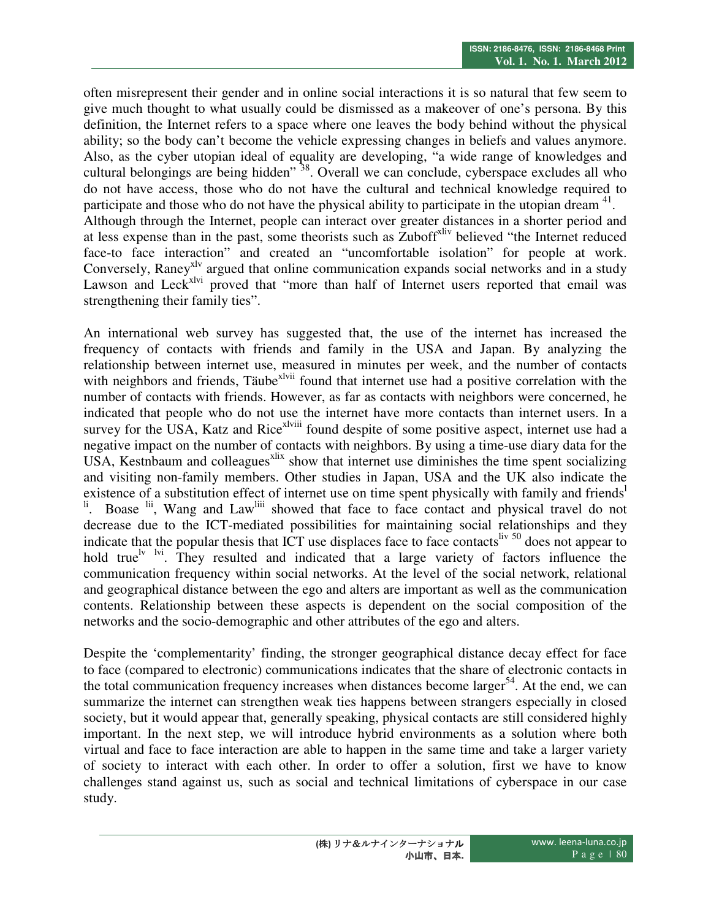often misrepresent their gender and in online social interactions it is so natural that few seem to give much thought to what usually could be dismissed as a makeover of one's persona. By this definition, the Internet refers to a space where one leaves the body behind without the physical ability; so the body can't become the vehicle expressing changes in beliefs and values anymore. Also, as the cyber utopian ideal of equality are developing, "a wide range of knowledges and cultural belongings are being hidden" [38]. Overall we can conclude, cyberspace excludes all who do not have access, those who do not have the cultural and technical knowledge required to participate and those who do not have the physical ability to participate in the utopian dream [41]. Although through the Internet, people can interact over greater distances in a shorter period and at less expense than in the past, some theorists such as Zuboff[xliv] believed "the Internet reduced face-to face interaction" and created an "uncomfortable isolation" for people at work. Conversely, Raney[xlv] argued that online communication expands social networks and in a study Lawson and Leck[xlvi] proved that "more than half of Internet users reported that email was strengthening their family ties".

An international web survey has suggested that, the use of the internet has increased the frequency of contacts with friends and family in the USA and Japan. By analyzing the relationship between internet use, measured in minutes per week, and the number of contacts with neighbors and friends, Täube[xlvii] found that internet use had a positive correlation with the number of contacts with friends. However, as far as contacts with neighbors were concerned, he indicated that people who do not use the internet have more contacts than internet users. In a survey for the USA, Katz and Rice[xlviii] found despite of some positive aspect, internet use had a negative impact on the number of contacts with neighbors. By using a time-use diary data for the USA, Kestnbaum and colleagues[xlix] show that internet use diminishes the time spent socializing and visiting non-family members. Other studies in Japan, USA and the UK also indicate the existence of a substitution effect of internet use on time spent physically with family and friends[l] [li]. Boase [lii], Wang and Law[liii] showed that face to face contact and physical travel do not decrease due to the ICT-mediated possibilities for maintaining social relationships and they indicate that the popular thesis that ICT use displaces face to face contacts[liv] [50] does not appear to hold true[lv] [lvi]. They resulted and indicated that a large variety of factors influence the communication frequency within social networks. At the level of the social network, relational and geographical distance between the ego and alters are important as well as the communication contents. Relationship between these aspects is dependent on the social composition of the networks and the socio-demographic and other attributes of the ego and alters.

Despite the 'complementarity' finding, the stronger geographical distance decay effect for face to face (compared to electronic) communications indicates that the share of electronic contacts in the total communication frequency increases when distances become larger[54]. At the end, we can summarize the internet can strengthen weak ties happens between strangers especially in closed society, but it would appear that, generally speaking, physical contacts are still considered highly important. In the next step, we will introduce hybrid environments as a solution where both virtual and face to face interaction are able to happen in the same time and take a larger variety of society to interact with each other. In order to offer a solution, first we have to know challenges stand against us, such as social and technical limitations of cyberspace in our case study.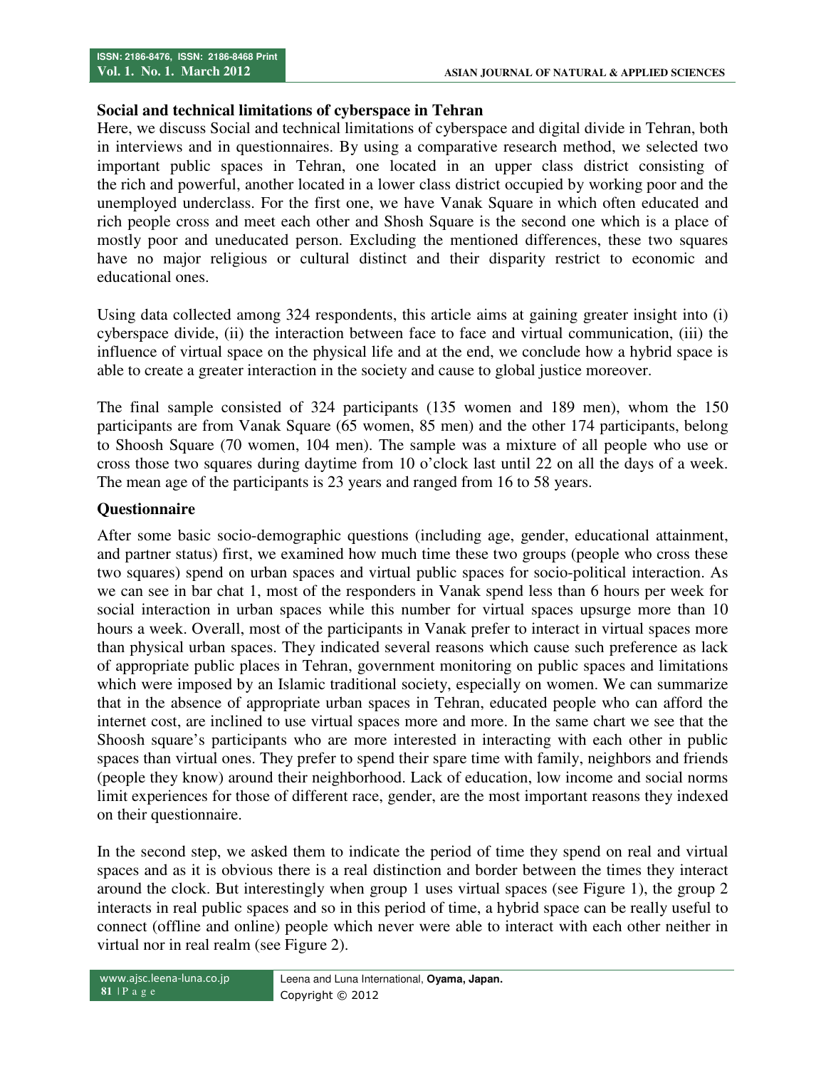### Social and technical limitations of cyberspace in Tehran

Here, we discuss Social and technical limitations of cyberspace and digital divide in Tehran, both in interviews and in questionnaires. By using a comparative research method, we selected two important public spaces in Tehran, one located in an upper class district consisting of the rich and powerful, another located in a lower class district occupied by working poor and the unemployed underclass. For the first one, we have Vanak Square in which often educated and rich people cross and meet each other and Shosh Square is the second one which is a place of mostly poor and uneducated person. Excluding the mentioned differences, these two squares have no major religious or cultural distinct and their disparity restrict to economic and educational ones.

Using data collected among 324 respondents, this article aims at gaining greater insight into (i) cyberspace divide, (ii) the interaction between face to face and virtual communication, (iii) the influence of virtual space on the physical life and at the end, we conclude how a hybrid space is able to create a greater interaction in the society and cause to global justice moreover.

The final sample consisted of 324 participants (135 women and 189 men), whom the 150 participants are from Vanak Square (65 women, 85 men) and the other 174 participants, belong to Shoosh Square (70 women, 104 men). The sample was a mixture of all people who use or cross those two squares during daytime from 10 o'clock last until 22 on all the days of a week. The mean age of the participants is 23 years and ranged from 16 to 58 years.

### Questionnaire

After some basic socio-demographic questions (including age, gender, educational attainment, and partner status) first, we examined how much time these two groups (people who cross these two squares) spend on urban spaces and virtual public spaces for socio-political interaction. As we can see in bar chat 1, most of the responders in Vanak spend less than 6 hours per week for social interaction in urban spaces while this number for virtual spaces upsurge more than 10 hours a week. Overall, most of the participants in Vanak prefer to interact in virtual spaces more than physical urban spaces. They indicated several reasons which cause such preference as lack of appropriate public places in Tehran, government monitoring on public spaces and limitations which were imposed by an Islamic traditional society, especially on women. We can summarize that in the absence of appropriate urban spaces in Tehran, educated people who can afford the internet cost, are inclined to use virtual spaces more and more. In the same chart we see that the Shoosh square's participants who are more interested in interacting with each other in public spaces than virtual ones. They prefer to spend their spare time with family, neighbors and friends (people they know) around their neighborhood. Lack of education, low income and social norms limit experiences for those of different race, gender, are the most important reasons they indexed on their questionnaire.

In the second step, we asked them to indicate the period of time they spend on real and virtual spaces and as it is obvious there is a real distinction and border between the times they interact around the clock. But interestingly when group 1 uses virtual spaces (see Figure 1), the group 2 interacts in real public spaces and so in this period of time, a hybrid space can be really useful to connect (offline and online) people which never were able to interact with each other neither in virtual nor in real realm (see Figure 2).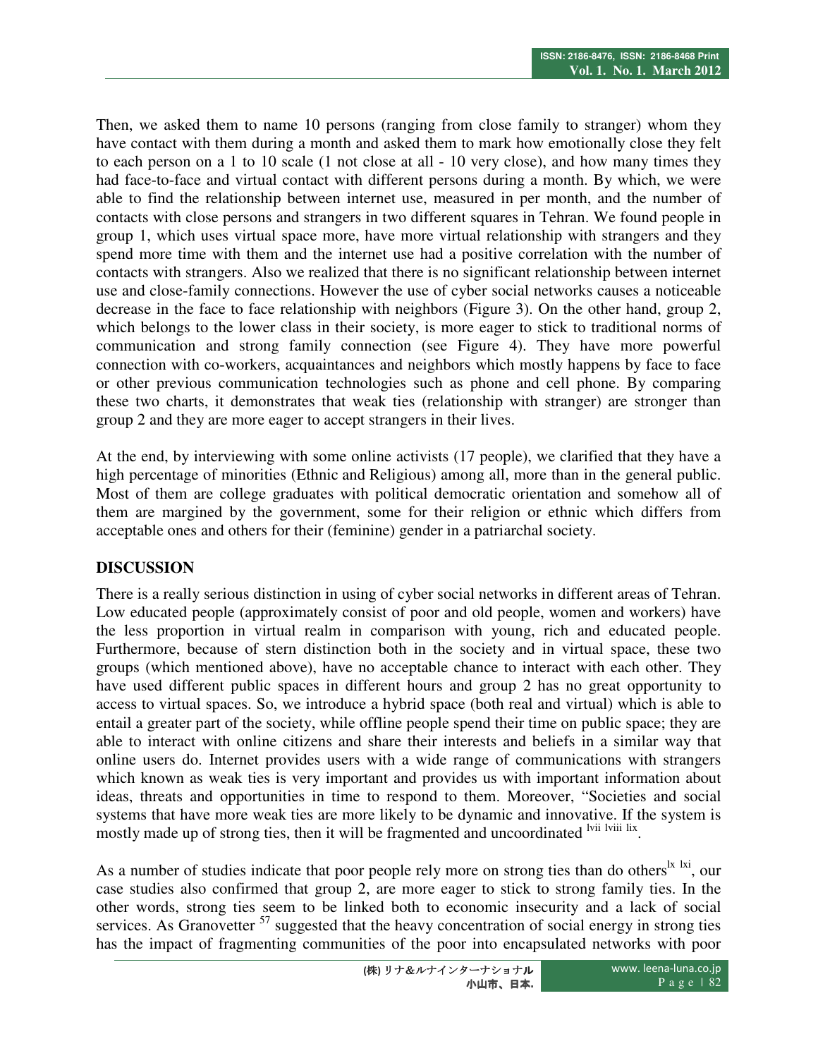Then, we asked them to name 10 persons (ranging from close family to stranger) whom they have contact with them during a month and asked them to mark how emotionally close they felt to each person on a 1 to 10 scale (1 not close at all - 10 very close), and how many times they had face-to-face and virtual contact with different persons during a month. By which, we were able to find the relationship between internet use, measured in per month, and the number of contacts with close persons and strangers in two different squares in Tehran. We found people in group 1, which uses virtual space more, have more virtual relationship with strangers and they spend more time with them and the internet use had a positive correlation with the number of contacts with strangers. Also we realized that there is no significant relationship between internet use and close-family connections. However the use of cyber social networks causes a noticeable decrease in the face to face relationship with neighbors (Figure 3). On the other hand, group 2, which belongs to the lower class in their society, is more eager to stick to traditional norms of communication and strong family connection (see Figure 4). They have more powerful connection with co-workers, acquaintances and neighbors which mostly happens by face to face or other previous communication technologies such as phone and cell phone. By comparing these two charts, it demonstrates that weak ties (relationship with stranger) are stronger than group 2 and they are more eager to accept strangers in their lives.

At the end, by interviewing with some online activists (17 people), we clarified that they have a high percentage of minorities (Ethnic and Religious) among all, more than in the general public. Most of them are college graduates with political democratic orientation and somehow all of them are margined by the government, some for their religion or ethnic which differs from acceptable ones and others for their (feminine) gender in a patriarchal society.

## DISCUSSION

There is a really serious distinction in using of cyber social networks in different areas of Tehran. Low educated people (approximately consist of poor and old people, women and workers) have the less proportion in virtual realm in comparison with young, rich and educated people. Furthermore, because of stern distinction both in the society and in virtual space, these two groups (which mentioned above), have no acceptable chance to interact with each other. They have used different public spaces in different hours and group 2 has no great opportunity to access to virtual spaces. So, we introduce a hybrid space (both real and virtual) which is able to entail a greater part of the society, while offline people spend their time on public space; they are able to interact with online citizens and share their interests and beliefs in a similar way that online users do. Internet provides users with a wide range of communications with strangers which known as weak ties is very important and provides us with important information about ideas, threats and opportunities in time to respond to them. Moreover, "Societies and social systems that have more weak ties are more likely to be dynamic and innovative. If the system is mostly made up of strong ties, then it will be fragmented and uncoordinated [lvii lviii lix].

As a number of studies indicate that poor people rely more on strong ties than do others[lx lxi], our case studies also confirmed that group 2, are more eager to stick to strong family ties. In the other words, strong ties seem to be linked both to economic insecurity and a lack of social services. As Granovetter [57] suggested that the heavy concentration of social energy in strong ties has the impact of fragmenting communities of the poor into encapsulated networks with poor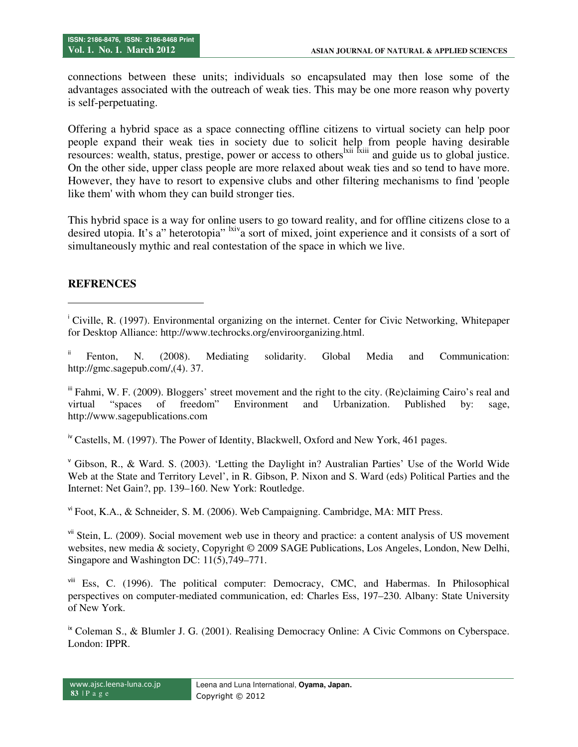connections between these units; individuals so encapsulated may then lose some of the advantages associated with the outreach of weak ties. This may be one more reason why poverty is self-perpetuating.

Offering a hybrid space as a space connecting offline citizens to virtual society can help poor people expand their weak ties in society due to solicit help from people having desirable resources: wealth, status, prestige, power or access to others[lxii] [lxiii] and guide us to global justice. On the other side, upper class people are more relaxed about weak ties and so tend to have more. However, they have to resort to expensive clubs and other filtering mechanisms to find 'people like them' with whom they can build stronger ties.

This hybrid space is a way for online users to go toward reality, and for offline citizens close to a desired utopia. It's a" heterotopia" [lxiv]a sort of mixed, joint experience and it consists of a sort of simultaneously mythic and real contestation of the space in which we live.

## REFRENCES

[i] Civille, R. (1997). Environmental organizing on the internet. Center for Civic Networking, Whitepaper for Desktop Alliance: http://www.techrocks.org/enviroorganizing.html.

[ii] Fenton, N. (2008). Mediating solidarity. Global Media and Communication: http://gmc.sagepub.com/,(4). 37.

[iii] Fahmi, W. F. (2009). Bloggers' street movement and the right to the city. (Re)claiming Cairo's real and virtual "spaces of freedom" Environment and Urbanization. Published by: sage, http://www.sagepublications.com

[iv] Castells, M. (1997). The Power of Identity, Blackwell, Oxford and New York, 461 pages.

[v] Gibson, R., & Ward. S. (2003). 'Letting the Daylight in? Australian Parties' Use of the World Wide Web at the State and Territory Level', in R. Gibson, P. Nixon and S. Ward (eds) Political Parties and the Internet: Net Gain?, pp. 139–160. New York: Routledge.

[vi] Foot, K.A., & Schneider, S. M. (2006). Web Campaigning. Cambridge, MA: MIT Press.

[vii] Stein, L. (2009). Social movement web use in theory and practice: a content analysis of US movement websites, new media & society, Copyright © 2009 SAGE Publications, Los Angeles, London, New Delhi, Singapore and Washington DC: 11(5),749–771.

[viii] Ess, C. (1996). The political computer: Democracy, CMC, and Habermas. In Philosophical perspectives on computer-mediated communication, ed: Charles Ess, 197–230. Albany: State University of New York.

[ix] Coleman S., & Blumler J. G. (2001). Realising Democracy Online: A Civic Commons on Cyberspace. London: IPPR.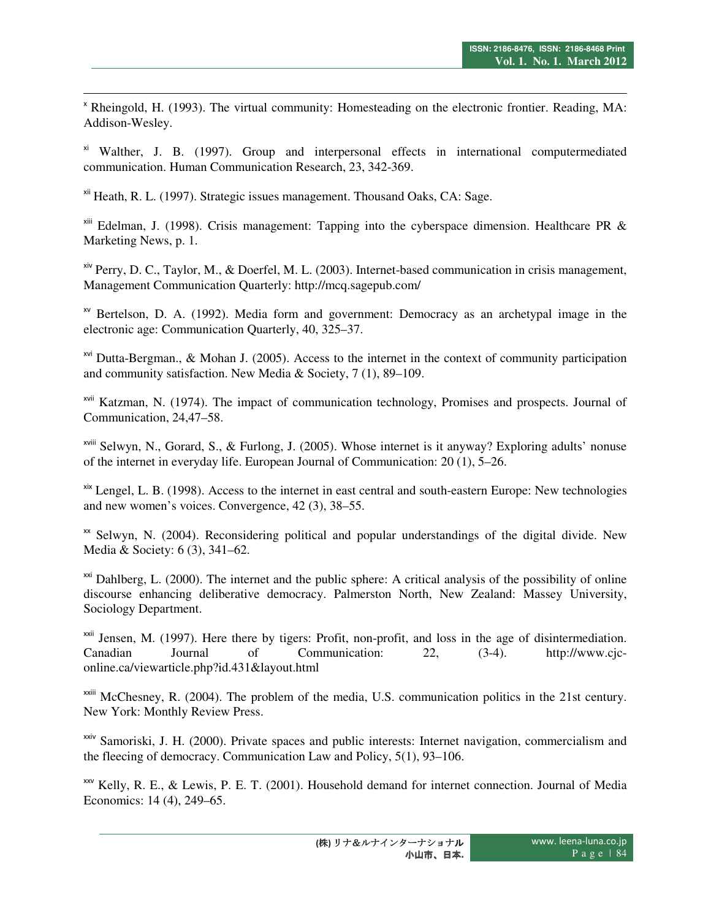[x] Rheingold, H. (1993). The virtual community: Homesteading on the electronic frontier. Reading, MA: Addison-Wesley.

[xi] Walther, J. B. (1997). Group and interpersonal effects in international computermediated communication. Human Communication Research, 23, 342-369.

[xii] Heath, R. L. (1997). Strategic issues management. Thousand Oaks, CA: Sage.

[xiii] Edelman, J. (1998). Crisis management: Tapping into the cyberspace dimension. Healthcare PR & Marketing News, p. 1.

[xiv] Perry, D. C., Taylor, M., & Doerfel, M. L. (2003). Internet-based communication in crisis management, Management Communication Quarterly: http://mcq.sagepub.com/

[xv] Bertelson, D. A. (1992). Media form and government: Democracy as an archetypal image in the electronic age: Communication Quarterly, 40, 325–37.

[xvi] Dutta-Bergman., & Mohan J. (2005). Access to the internet in the context of community participation and community satisfaction. New Media & Society, 7 (1), 89–109.

[xvii] Katzman, N. (1974). The impact of communication technology, Promises and prospects. Journal of Communication, 24,47–58.

[xviii] Selwyn, N., Gorard, S., & Furlong, J. (2005). Whose internet is it anyway? Exploring adults' nonuse of the internet in everyday life. European Journal of Communication: 20 (1), 5–26.

[xix] Lengel, L. B. (1998). Access to the internet in east central and south-eastern Europe: New technologies and new women's voices. Convergence, 42 (3), 38–55.

[xx] Selwyn, N. (2004). Reconsidering political and popular understandings of the digital divide. New Media & Society: 6 (3), 341–62.

[xxi] Dahlberg, L. (2000). The internet and the public sphere: A critical analysis of the possibility of online discourse enhancing deliberative democracy. Palmerston North, New Zealand: Massey University, Sociology Department.

[xxii] Jensen, M. (1997). Here there by tigers: Profit, non-profit, and loss in the age of disintermediation. Canadian Journal of Communication: 22, (3-4). http://www.cjc-online.ca/viewarticle.php?id.431&layout.html

[xxiii] McChesney, R. (2004). The problem of the media, U.S. communication politics in the 21st century. New York: Monthly Review Press.

[xxiv] Samoriski, J. H. (2000). Private spaces and public interests: Internet navigation, commercialism and the fleecing of democracy. Communication Law and Policy, 5(1), 93–106.

[xxv] Kelly, R. E., & Lewis, P. E. T. (2001). Household demand for internet connection. Journal of Media Economics: 14 (4), 249–65.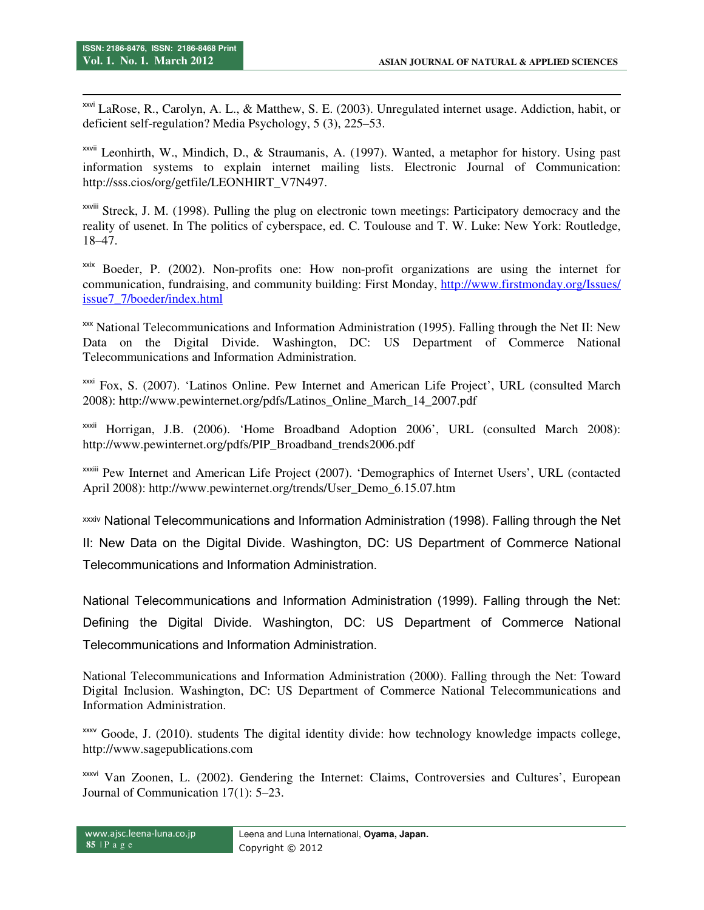[xxvi] LaRose, R., Carolyn, A. L., & Matthew, S. E. (2003). Unregulated internet usage. Addiction, habit, or deficient self-regulation? Media Psychology, 5 (3), 225–53.

[xxvii] Leonhirth, W., Mindich, D., & Straumanis, A. (1997). Wanted, a metaphor for history. Using past information systems to explain internet mailing lists. Electronic Journal of Communication: http://sss.cios/org/getfile/LEONHIRT_V7N497.

[xxviii] Streck, J. M. (1998). Pulling the plug on electronic town meetings: Participatory democracy and the reality of usenet. In The politics of cyberspace, ed. C. Toulouse and T. W. Luke: New York: Routledge, 18–47.

[xxix] Boeder, P. (2002). Non-profits one: How non-profit organizations are using the internet for communication, fundraising, and community building: First Monday, http://www.firstmonday.org/Issues/issue7_7/boeder/index.html

[xxx] National Telecommunications and Information Administration (1995). Falling through the Net II: New Data on the Digital Divide. Washington, DC: US Department of Commerce National Telecommunications and Information Administration.

[xxxi] Fox, S. (2007). 'Latinos Online. Pew Internet and American Life Project', URL (consulted March 2008): http://www.pewinternet.org/pdfs/Latinos_Online_March_14_2007.pdf

[xxxii] Horrigan, J.B. (2006). 'Home Broadband Adoption 2006', URL (consulted March 2008): http://www.pewinternet.org/pdfs/PIP_Broadband_trends2006.pdf

[xxxiii] Pew Internet and American Life Project (2007). 'Demographics of Internet Users', URL (contacted April 2008): http://www.pewinternet.org/trends/User_Demo_6.15.07.htm

[xxxiv] National Telecommunications and Information Administration (1998). Falling through the Net II: New Data on the Digital Divide. Washington, DC: US Department of Commerce National Telecommunications and Information Administration.

National Telecommunications and Information Administration (1999). Falling through the Net: Defining the Digital Divide. Washington, DC: US Department of Commerce National Telecommunications and Information Administration.

National Telecommunications and Information Administration (2000). Falling through the Net: Toward Digital Inclusion. Washington, DC: US Department of Commerce National Telecommunications and Information Administration.

[xxxv] Goode, J. (2010). students The digital identity divide: how technology knowledge impacts college, http://www.sagepublications.com

[xxxvi] Van Zoonen, L. (2002). Gendering the Internet: Claims, Controversies and Cultures', European Journal of Communication 17(1): 5–23.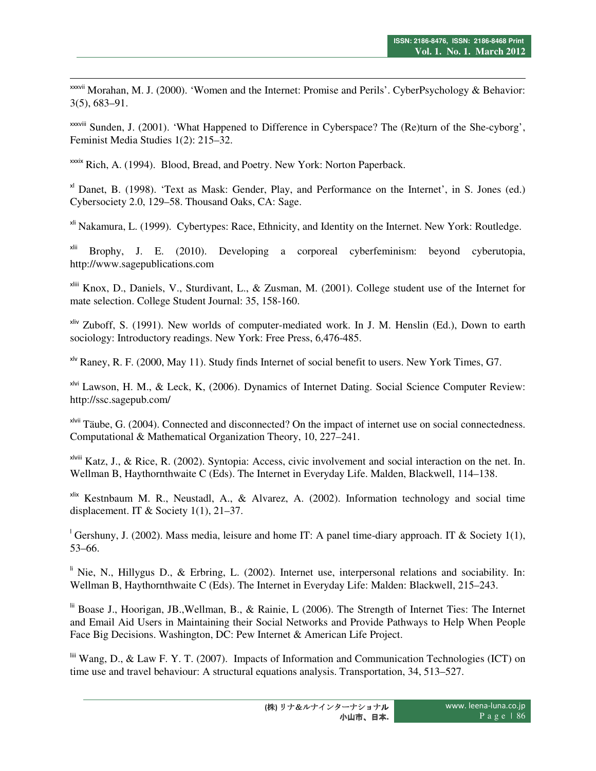[xxxvii] Morahan, M. J. (2000). 'Women and the Internet: Promise and Perils'. CyberPsychology & Behavior: 3(5), 683–91.

[xxxviii] Sunden, J. (2001). 'What Happened to Difference in Cyberspace? The (Re)turn of the She-cyborg', Feminist Media Studies 1(2): 215–32.

[xxxix] Rich, A. (1994). Blood, Bread, and Poetry. New York: Norton Paperback.

[xl] Danet, B. (1998). 'Text as Mask: Gender, Play, and Performance on the Internet', in S. Jones (ed.) Cybersociety 2.0, 129–58. Thousand Oaks, CA: Sage.

[xli] Nakamura, L. (1999). Cybertypes: Race, Ethnicity, and Identity on the Internet. New York: Routledge.

[xlii] Brophy, J. E. (2010). Developing a corporeal cyberfeminism: beyond cyberutopia, http://www.sagepublications.com

[xliii] Knox, D., Daniels, V., Sturdivant, L., & Zusman, M. (2001). College student use of the Internet for mate selection. College Student Journal: 35, 158-160.

[xliv] Zuboff, S. (1991). New worlds of computer-mediated work. In J. M. Henslin (Ed.), Down to earth sociology: Introductory readings. New York: Free Press, 6,476-485.

[xlv] Raney, R. F. (2000, May 11). Study finds Internet of social benefit to users. New York Times, G7.

[xlvi] Lawson, H. M., & Leck, K, (2006). Dynamics of Internet Dating. Social Science Computer Review: http://ssc.sagepub.com/

[xlvii] Täube, G. (2004). Connected and disconnected? On the impact of internet use on social connectedness. Computational & Mathematical Organization Theory, 10, 227–241.

[xlviii] Katz, J., & Rice, R. (2002). Syntopia: Access, civic involvement and social interaction on the net. In. Wellman B, Haythornthwaite C (Eds). The Internet in Everyday Life. Malden, Blackwell, 114–138.

[xlix] Kestnbaum M. R., Neustadl, A., & Alvarez, A. (2002). Information technology and social time displacement. IT & Society 1(1), 21–37.

[l] Gershuny, J. (2002). Mass media, leisure and home IT: A panel time-diary approach. IT & Society 1(1), 53–66.

[li] Nie, N., Hillygus D., & Erbring, L. (2002). Internet use, interpersonal relations and sociability. In: Wellman B, Haythornthwaite C (Eds). The Internet in Everyday Life: Malden: Blackwell, 215–243.

[lii] Boase J., Hoorigan, JB.,Wellman, B., & Rainie, L (2006). The Strength of Internet Ties: The Internet and Email Aid Users in Maintaining their Social Networks and Provide Pathways to Help When People Face Big Decisions. Washington, DC: Pew Internet & American Life Project.

[liii] Wang, D., & Law F. Y. T. (2007). Impacts of Information and Communication Technologies (ICT) on time use and travel behaviour: A structural equations analysis. Transportation, 34, 513–527.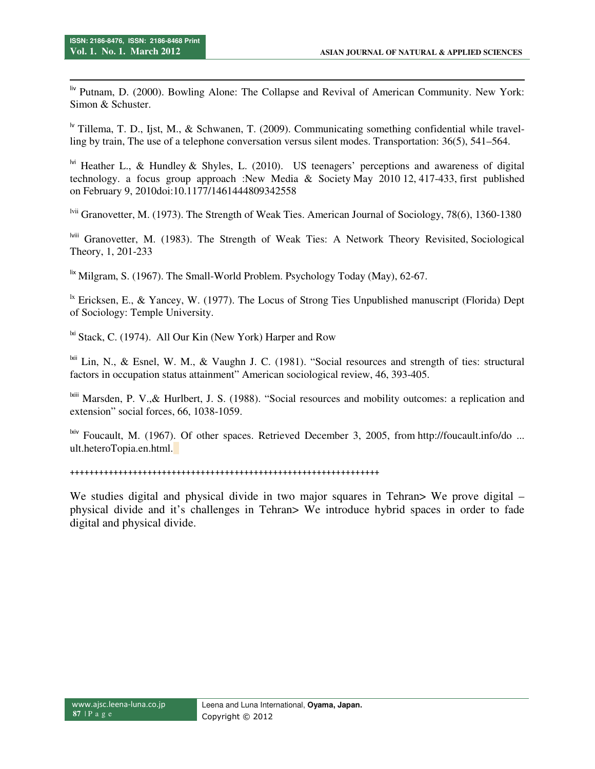---

[liv] Putnam, D. (2000). Bowling Alone: The Collapse and Revival of American Community. New York: Simon & Schuster.

[lv] Tillema, T. D., Ijst, M., & Schwanen, T. (2009). Communicating something confidential while travelling by train, The use of a telephone conversation versus silent modes. Transportation: 36(5), 541–564.

[lvi] Heather L., & Hundley & Shyles, L. (2010). US teenagers' perceptions and awareness of digital technology. a focus group approach :New Media & Society May 2010 12, 417-433, first published on February 9, 2010doi:10.1177/1461444809342558

[lvii] Granovetter, M. (1973). The Strength of Weak Ties. American Journal of Sociology, 78(6), 1360-1380

[lviii] Granovetter, M. (1983). The Strength of Weak Ties: A Network Theory Revisited, Sociological Theory, 1, 201-233

[lix] Milgram, S. (1967). The Small-World Problem. Psychology Today (May), 62-67.

[lx] Ericksen, E., & Yancey, W. (1977). The Locus of Strong Ties Unpublished manuscript (Florida) Dept of Sociology: Temple University.

[lxi] Stack, C. (1974). All Our Kin (New York) Harper and Row

[lxii] Lin, N., & Esnel, W. M., & Vaughn J. C. (1981). "Social resources and strength of ties: structural factors in occupation status attainment" American sociological review, 46, 393-405.

[lxiii] Marsden, P. V.,& Hurlbert, J. S. (1988). "Social resources and mobility outcomes: a replication and extension" social forces, 66, 1038-1059.

[lxiv] Foucault, M. (1967). Of other spaces. Retrieved December 3, 2005, from http://foucault.info/do ... ult.heteroTopia.en.html.

+++++++++++++++++++++++++++++++++++++++++++++++++++++++++++++++++++

We studies digital and physical divide in two major squares in Tehran> We prove digital – physical divide and it's challenges in Tehran> We introduce hybrid spaces in order to fade digital and physical divide.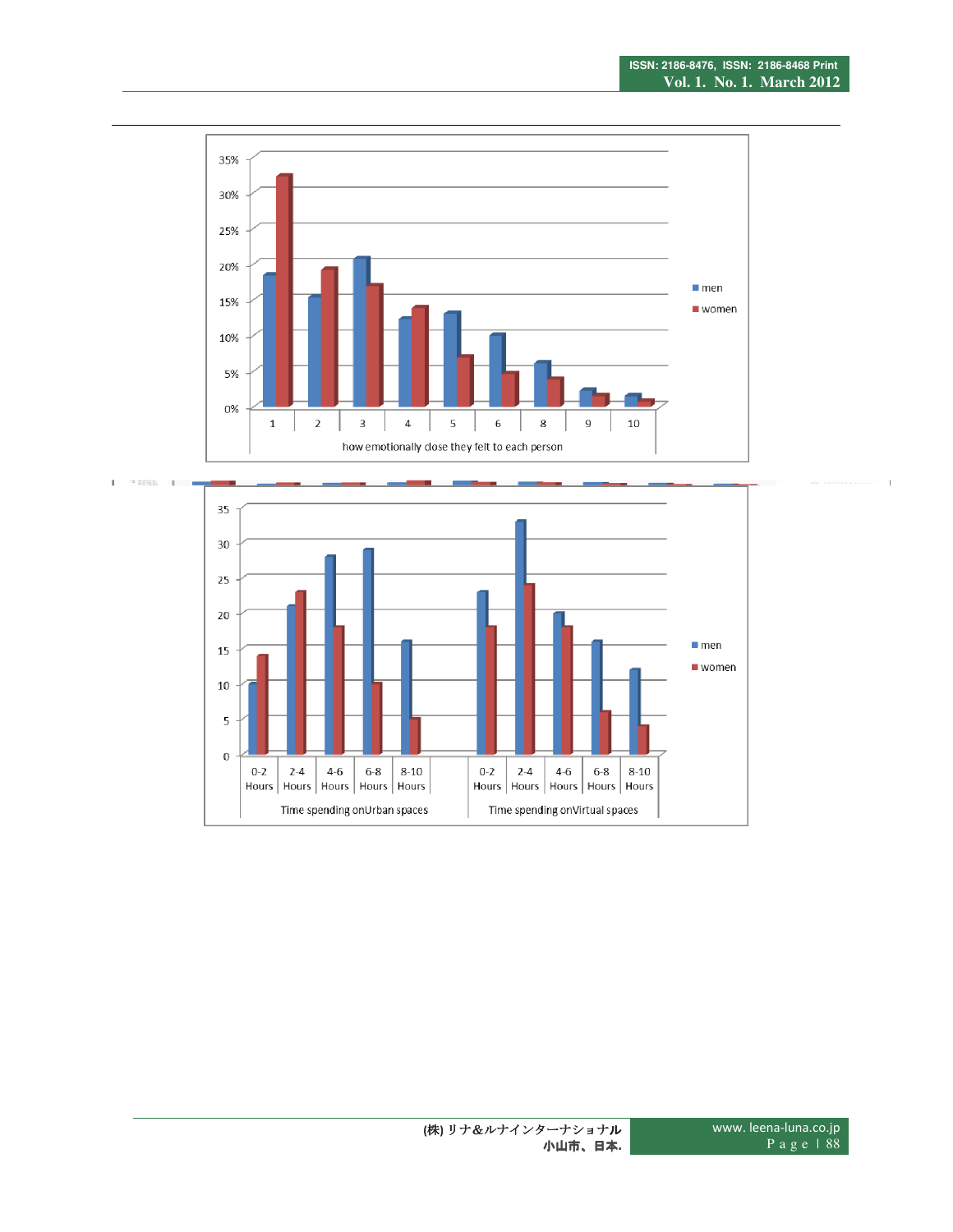35%
30%
25%
20%
15%
10%
5%
0%

men
women

1 2 3 4 5 6 8 9 10

how emotionally close they felt to each person

35
30
25
20
15
10
5
0

men
women

0-2 Hours | 2-4 Hours | 4-6 Hours | 6-8 Hours | 8-10 Hours | 0-2 Hours | 2-4 Hours | 4-6 Hours | 6-8 Hours | 8-10 Hours

Time spending onUrban spaces | Time spending onVirtual spaces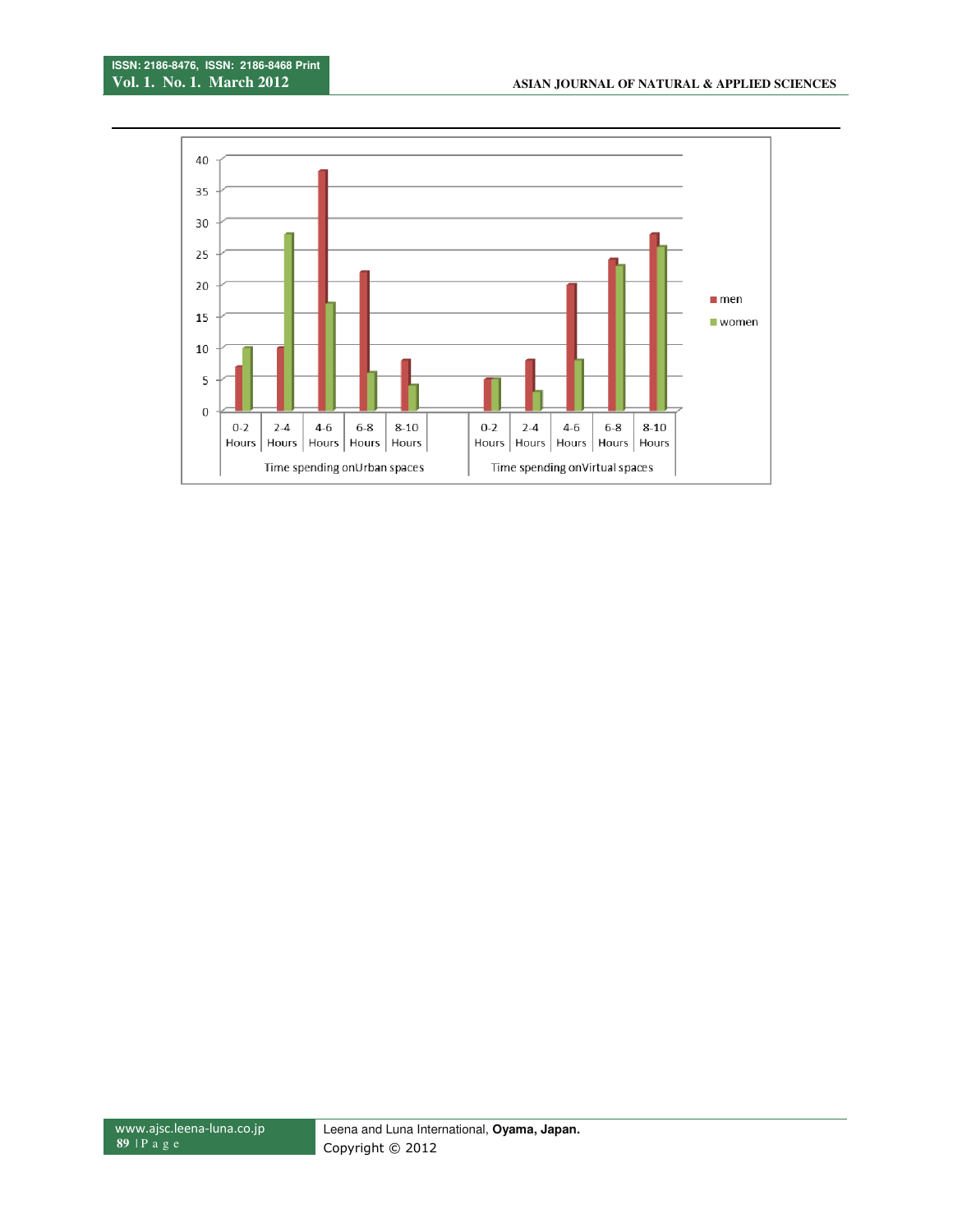40
35
30
25
20
15
10
5
0

men
women

0-2 Hours
2-4 Hours
4-6 Hours
6-8 Hours
8-10 Hours

Time spending onUrban spaces

0-2 Hours
2-4 Hours
4-6 Hours
6-8 Hours
8-10 Hours

Time spending onVirtual spaces